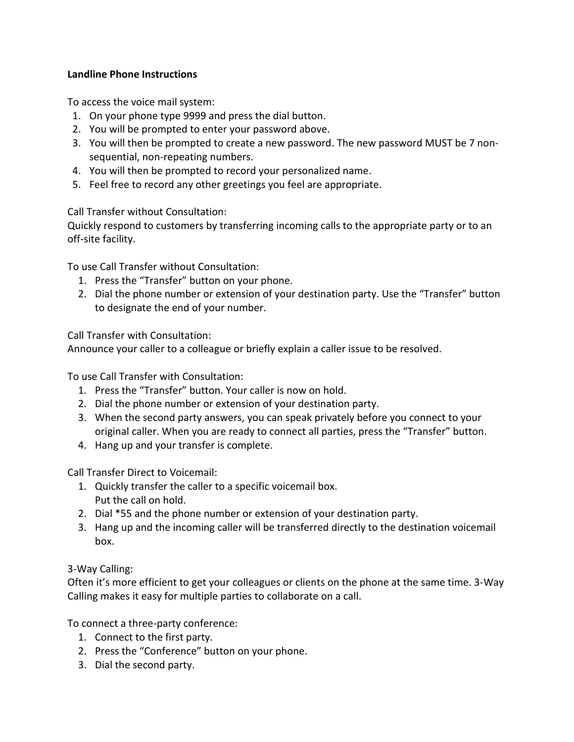**Landline Phone Instructions**

To access the voice mail system:

1. On your phone type 9999 and press the dial button.
2. You will be prompted to enter your password above.
3. You will then be prompted to create a new password. The new password MUST be 7 non-sequential, non-repeating numbers.
4. You will then be prompted to record your personalized name.
5. Feel free to record any other greetings you feel are appropriate.

Call Transfer without Consultation:
Quickly respond to customers by transferring incoming calls to the appropriate party or to an off-site facility.

To use Call Transfer without Consultation:

1. Press the "Transfer" button on your phone.
2. Dial the phone number or extension of your destination party. Use the "Transfer" button to designate the end of your number.

Call Transfer with Consultation:
Announce your caller to a colleague or briefly explain a caller issue to be resolved.

To use Call Transfer with Consultation:

1. Press the "Transfer" button. Your caller is now on hold.
2. Dial the phone number or extension of your destination party.
3. When the second party answers, you can speak privately before you connect to your original caller. When you are ready to connect all parties, press the "Transfer" button.
4. Hang up and your transfer is complete.

Call Transfer Direct to Voicemail:

1. Quickly transfer the caller to a specific voicemail box.
   Put the call on hold.
2. Dial *55 and the phone number or extension of your destination party.
3. Hang up and the incoming caller will be transferred directly to the destination voicemail box.

3-Way Calling:
Often it's more efficient to get your colleagues or clients on the phone at the same time. 3-Way Calling makes it easy for multiple parties to collaborate on a call.

To connect a three-party conference:

1. Connect to the first party.
2. Press the "Conference" button on your phone.
3. Dial the second party.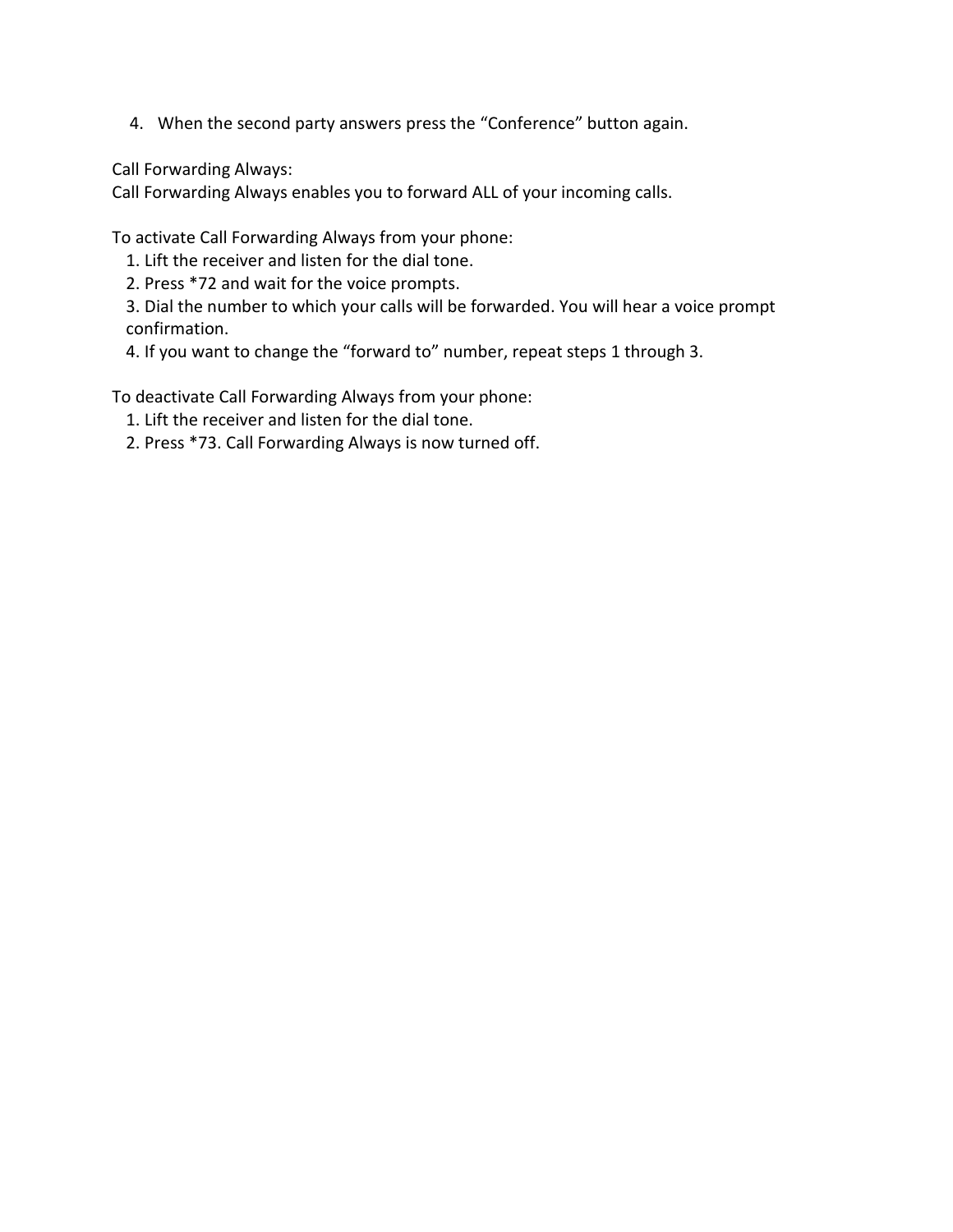4. When the second party answers press the "Conference" button again.

Call Forwarding Always:
Call Forwarding Always enables you to forward ALL of your incoming calls.

To activate Call Forwarding Always from your phone:

1. Lift the receiver and listen for the dial tone.
2. Press *72 and wait for the voice prompts.
3. Dial the number to which your calls will be forwarded. You will hear a voice prompt confirmation.
4. If you want to change the "forward to" number, repeat steps 1 through 3.

To deactivate Call Forwarding Always from your phone:

1. Lift the receiver and listen for the dial tone.
2. Press *73. Call Forwarding Always is now turned off.